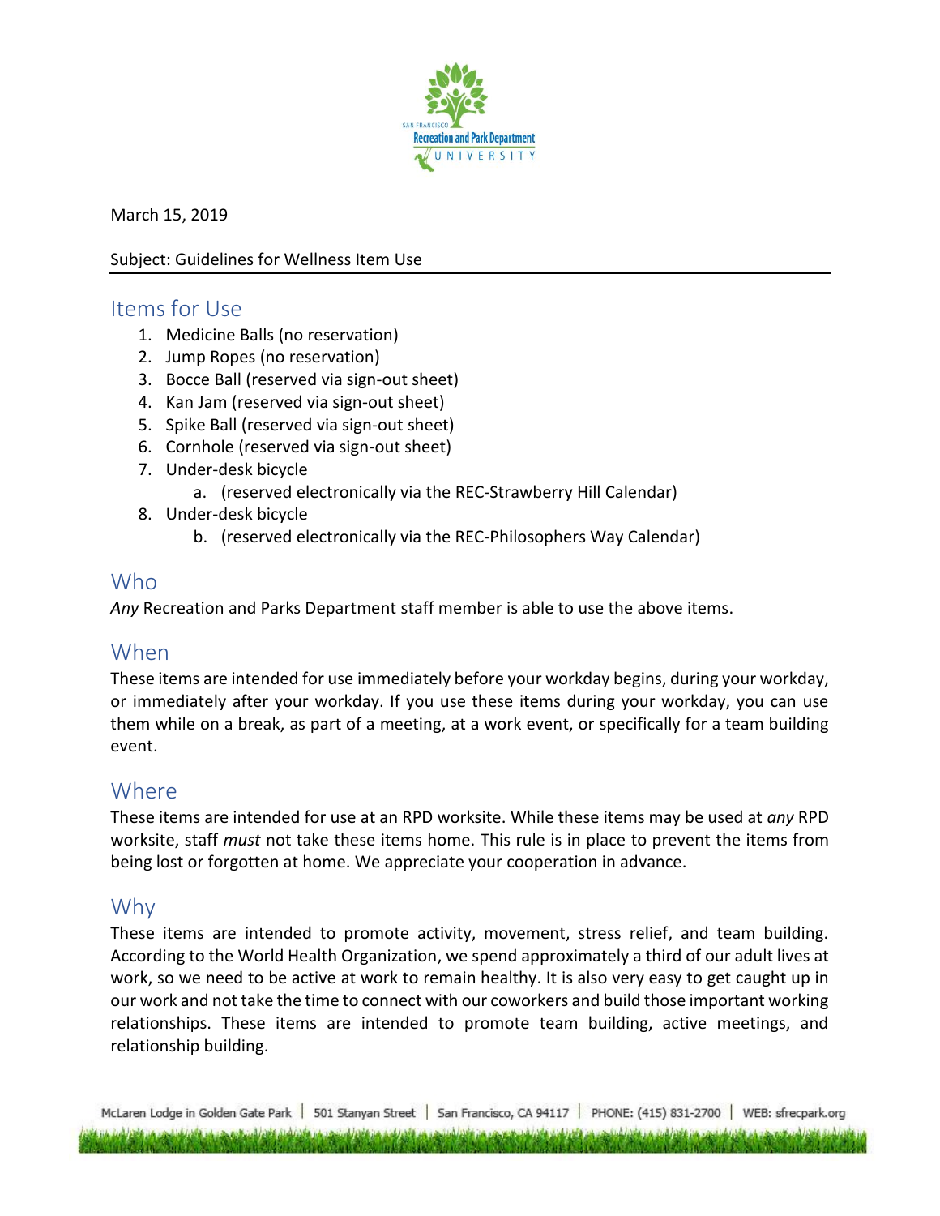March 15, 2019

Subject: Guidelines for Wellness Item Use

## Items for Use

1. Medicine Balls (no reservation)
2. Jump Ropes (no reservation)
3. Bocce Ball (reserved via sign-out sheet)
4. Kan Jam (reserved via sign-out sheet)
5. Spike Ball (reserved via sign-out sheet)
6. Cornhole (reserved via sign-out sheet)
7. Under-desk bicycle
    a. (reserved electronically via the REC-Strawberry Hill Calendar)
8. Under-desk bicycle
    b. (reserved electronically via the REC-Philosophers Way Calendar)

## Who

*Any* Recreation and Parks Department staff member is able to use the above items.

## When

These items are intended for use immediately before your workday begins, during your workday, or immediately after your workday. If you use these items during your workday, you can use them while on a break, as part of a meeting, at a work event, or specifically for a team building event.

## Where

These items are intended for use at an RPD worksite. While these items may be used at *any* RPD worksite, staff *must* not take these items home. This rule is in place to prevent the items from being lost or forgotten at home. We appreciate your cooperation in advance.

## Why

These items are intended to promote activity, movement, stress relief, and team building. According to the World Health Organization, we spend approximately a third of our adult lives at work, so we need to be active at work to remain healthy. It is also very easy to get caught up in our work and not take the time to connect with our coworkers and build those important working relationships. These items are intended to promote team building, active meetings, and relationship building.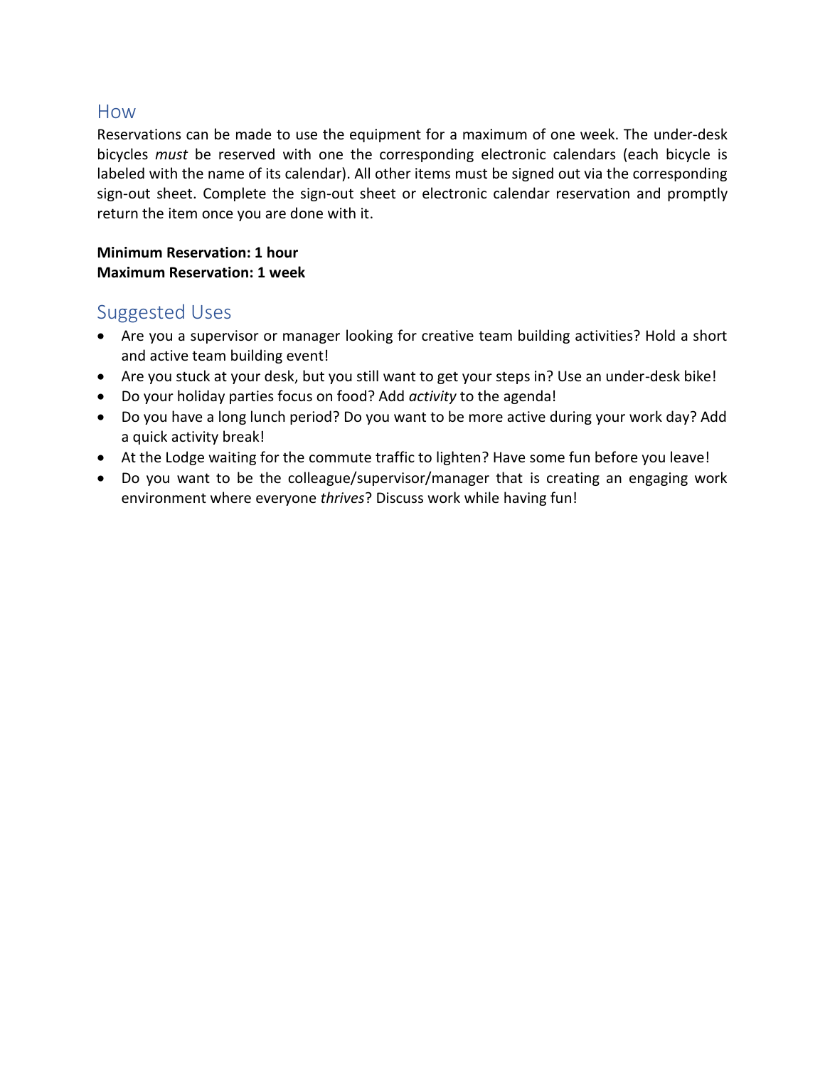## How

Reservations can be made to use the equipment for a maximum of one week. The under-desk bicycles *must* be reserved with one the corresponding electronic calendars (each bicycle is labeled with the name of its calendar). All other items must be signed out via the corresponding sign-out sheet. Complete the sign-out sheet or electronic calendar reservation and promptly return the item once you are done with it.

**Minimum Reservation: 1 hour**
**Maximum Reservation: 1 week**

## Suggested Uses

- Are you a supervisor or manager looking for creative team building activities? Hold a short and active team building event!
- Are you stuck at your desk, but you still want to get your steps in? Use an under-desk bike!
- Do your holiday parties focus on food? Add *activity* to the agenda!
- Do you have a long lunch period? Do you want to be more active during your work day? Add a quick activity break!
- At the Lodge waiting for the commute traffic to lighten? Have some fun before you leave!
- Do you want to be the colleague/supervisor/manager that is creating an engaging work environment where everyone *thrives*? Discuss work while having fun!